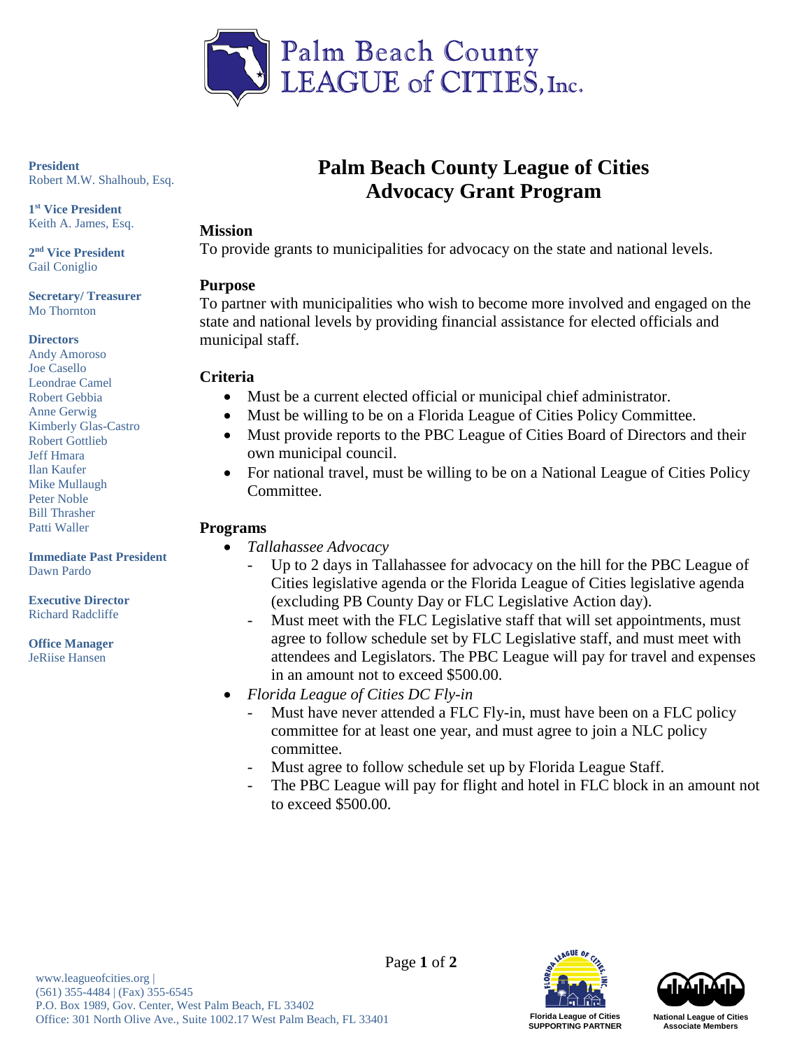Palm Beach County LEAGUE of CITIES, Inc.

**President**
Robert M.W. Shalhoub, Esq.

**1st Vice President**
Keith A. James, Esq.

**2nd Vice President**
Gail Coniglio

**Secretary/ Treasurer**
Mo Thornton

**Directors**
Andy Amoroso
Joe Casello
Leondrae Camel
Robert Gebbia
Anne Gerwig
Kimberly Glas-Castro
Robert Gottlieb
Jeff Hmara
Ilan Kaufer
Mike Mullaugh
Peter Noble
Bill Thrasher
Patti Waller

**Immediate Past President**
Dawn Pardo

**Executive Director**
Richard Radcliffe

**Office Manager**
JeRiise Hansen

# Palm Beach County League of Cities Advocacy Grant Program

## Mission

To provide grants to municipalities for advocacy on the state and national levels.

## Purpose

To partner with municipalities who wish to become more involved and engaged on the state and national levels by providing financial assistance for elected officials and municipal staff.

## Criteria

- Must be a current elected official or municipal chief administrator.
- Must be willing to be on a Florida League of Cities Policy Committee.
- Must provide reports to the PBC League of Cities Board of Directors and their own municipal council.
- For national travel, must be willing to be on a National League of Cities Policy Committee.

## Programs

- *Tallahassee Advocacy*
  - Up to 2 days in Tallahassee for advocacy on the hill for the PBC League of Cities legislative agenda or the Florida League of Cities legislative agenda (excluding PB County Day or FLC Legislative Action day).
  - Must meet with the FLC Legislative staff that will set appointments, must agree to follow schedule set by FLC Legislative staff, and must meet with attendees and Legislators. The PBC League will pay for travel and expenses in an amount not to exceed $500.00.
- *Florida League of Cities DC Fly-in*
  - Must have never attended a FLC Fly-in, must have been on a FLC policy committee for at least one year, and must agree to join a NLC policy committee.
  - Must agree to follow schedule set up by Florida League Staff.
  - The PBC League will pay for flight and hotel in FLC block in an amount not to exceed $500.00.

www.leagueofcities.org |
(561) 355-4484 | (Fax) 355-6545
P.O. Box 1989, Gov. Center, West Palm Beach, FL 33402
Office: 301 North Olive Ave., Suite 1002.17 West Palm Beach, FL 33401

Florida League of Cities SUPPORTING PARTNER

National League of Cities Associate Members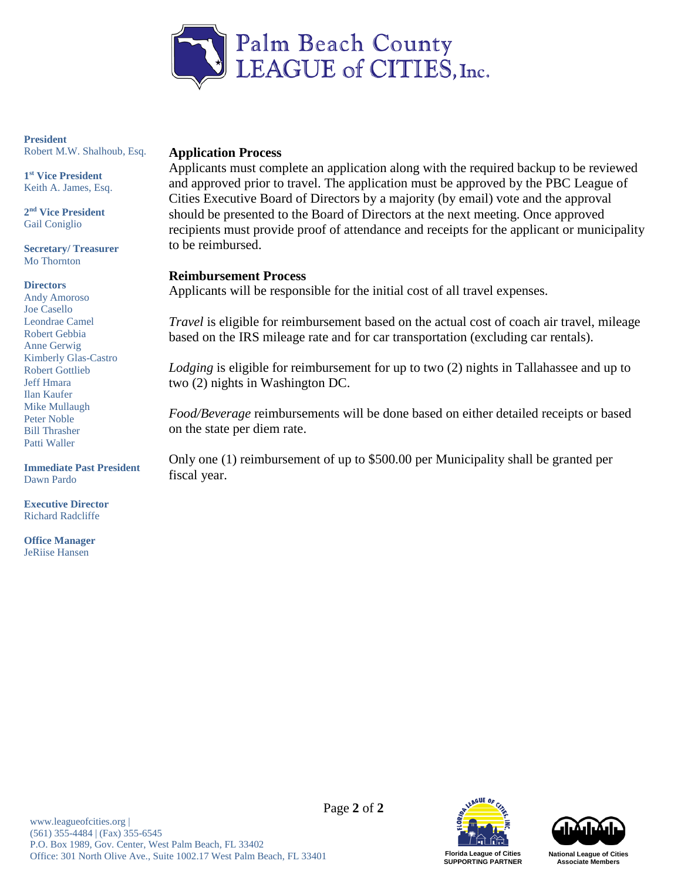# Palm Beach County LEAGUE of CITIES, Inc.

**President**
Robert M.W. Shalhoub, Esq.

**1st Vice President**
Keith A. James, Esq.

**2nd Vice President**
Gail Coniglio

**Secretary/ Treasurer**
Mo Thornton

**Directors**
Andy Amoroso
Joe Casello
Leondrae Camel
Robert Gebbia
Anne Gerwig
Kimberly Glas-Castro
Robert Gottlieb
Jeff Hmara
Ilan Kaufer
Mike Mullaugh
Peter Noble
Bill Thrasher
Patti Waller

**Immediate Past President**
Dawn Pardo

**Executive Director**
Richard Radcliffe

**Office Manager**
JeRiise Hansen

**Application Process**

Applicants must complete an application along with the required backup to be reviewed and approved prior to travel. The application must be approved by the PBC League of Cities Executive Board of Directors by a majority (by email) vote and the approval should be presented to the Board of Directors at the next meeting. Once approved recipients must provide proof of attendance and receipts for the applicant or municipality to be reimbursed.

**Reimbursement Process**

Applicants will be responsible for the initial cost of all travel expenses.

*Travel* is eligible for reimbursement based on the actual cost of coach air travel, mileage based on the IRS mileage rate and for car transportation (excluding car rentals).

*Lodging* is eligible for reimbursement for up to two (2) nights in Tallahassee and up to two (2) nights in Washington DC.

*Food/Beverage* reimbursements will be done based on either detailed receipts or based on the state per diem rate.

Only one (1) reimbursement of up to $500.00 per Municipality shall be granted per fiscal year.

www.leagueofcities.org |
(561) 355-4484 | (Fax) 355-6545
P.O. Box 1989, Gov. Center, West Palm Beach, FL 33402
Office: 301 North Olive Ave., Suite 1002.17 West Palm Beach, FL 33401

Florida League of Cities SUPPORTING PARTNER

National League of Cities Associate Members